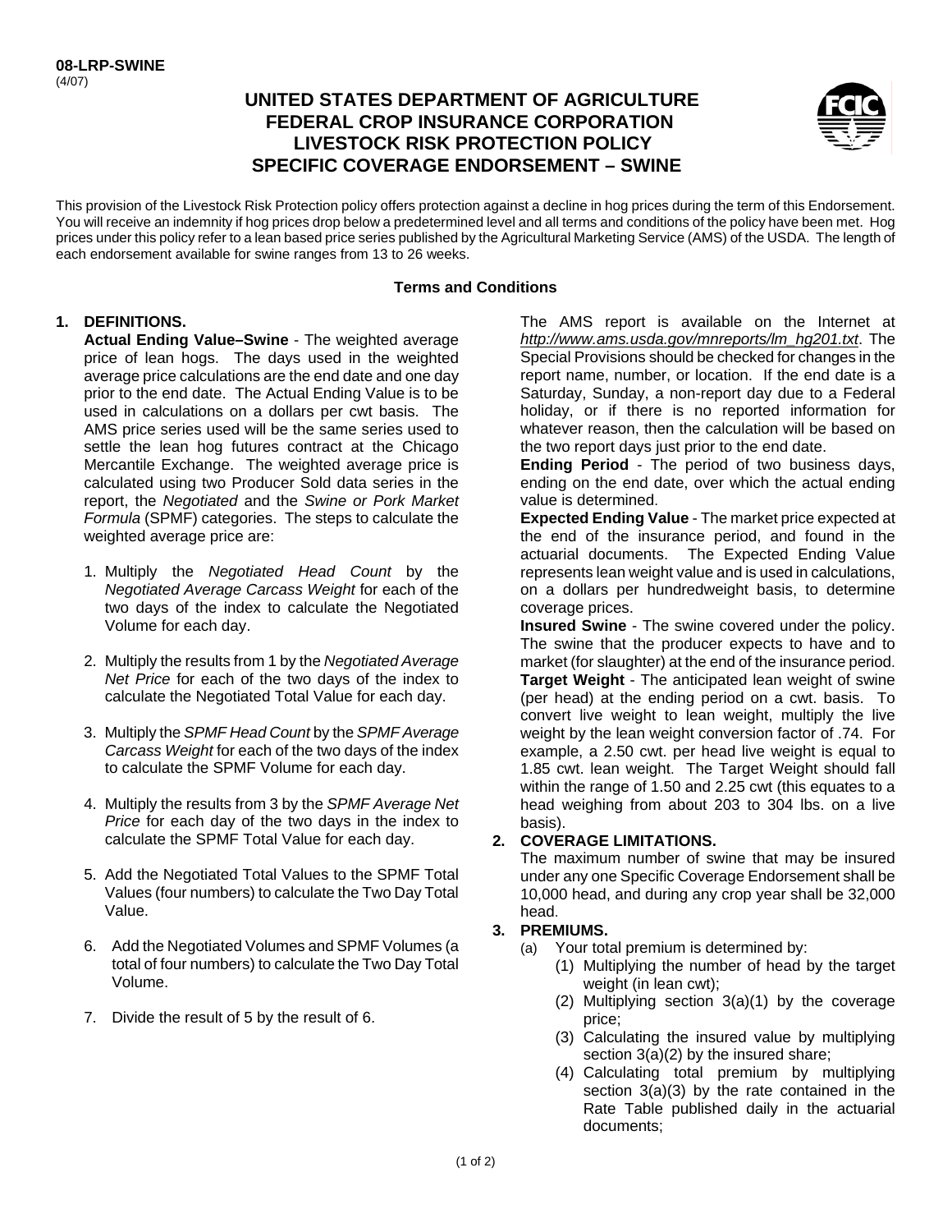08-LRP-SWINE
(4/07)

# UNITED STATES DEPARTMENT OF AGRICULTURE
# FEDERAL CROP INSURANCE CORPORATION
# LIVESTOCK RISK PROTECTION POLICY
# SPECIFIC COVERAGE ENDORSEMENT – SWINE

This provision of the Livestock Risk Protection policy offers protection against a decline in hog prices during the term of this Endorsement. You will receive an indemnity if hog prices drop below a predetermined level and all terms and conditions of the policy have been met. Hog prices under this policy refer to a lean based price series published by the Agricultural Marketing Service (AMS) of the USDA. The length of each endorsement available for swine ranges from 13 to 26 weeks.

## Terms and Conditions

**1. DEFINITIONS.**

**Actual Ending Value–Swine** - The weighted average price of lean hogs. The days used in the weighted average price calculations are the end date and one day prior to the end date. The Actual Ending Value is to be used in calculations on a dollars per cwt basis. The AMS price series used will be the same series used to settle the lean hog futures contract at the Chicago Mercantile Exchange. The weighted average price is calculated using two Producer Sold data series in the report, the *Negotiated* and the *Swine or Pork Market Formula* (SPMF) categories. The steps to calculate the weighted average price are:

1. Multiply the *Negotiated Head Count* by the *Negotiated Average Carcass Weight* for each of the two days of the index to calculate the Negotiated Volume for each day.
2. Multiply the results from 1 by the *Negotiated Average Net Price* for each of the two days of the index to calculate the Negotiated Total Value for each day.
3. Multiply the *SPMF Head Count* by the *SPMF Average Carcass Weight* for each of the two days of the index to calculate the SPMF Volume for each day.
4. Multiply the results from 3 by the *SPMF Average Net Price* for each day of the two days in the index to calculate the SPMF Total Value for each day.
5. Add the Negotiated Total Values to the SPMF Total Values (four numbers) to calculate the Two Day Total Value.
6. Add the Negotiated Volumes and SPMF Volumes (a total of four numbers) to calculate the Two Day Total Volume.
7. Divide the result of 5 by the result of 6.

The AMS report is available on the Internet at *http://www.ams.usda.gov/mnreports/lm_hg201.txt*. The Special Provisions should be checked for changes in the report name, number, or location. If the end date is a Saturday, Sunday, a non-report day due to a Federal holiday, or if there is no reported information for whatever reason, then the calculation will be based on the two report days just prior to the end date.

**Ending Period** - The period of two business days, ending on the end date, over which the actual ending value is determined.

**Expected Ending Value** - The market price expected at the end of the insurance period, and found in the actuarial documents. The Expected Ending Value represents lean weight value and is used in calculations, on a dollars per hundredweight basis, to determine coverage prices.

**Insured Swine** - The swine covered under the policy. The swine that the producer expects to have and to market (for slaughter) at the end of the insurance period.

**Target Weight** - The anticipated lean weight of swine (per head) at the ending period on a cwt. basis. To convert live weight to lean weight, multiply the live weight by the lean weight conversion factor of .74. For example, a 2.50 cwt. per head live weight is equal to 1.85 cwt. lean weight. The Target Weight should fall within the range of 1.50 and 2.25 cwt (this equates to a head weighing from about 203 to 304 lbs. on a live basis).

**2. COVERAGE LIMITATIONS.**

The maximum number of swine that may be insured under any one Specific Coverage Endorsement shall be 10,000 head, and during any crop year shall be 32,000 head.

**3. PREMIUMS.**

(a) Your total premium is determined by:
  (1) Multiplying the number of head by the target weight (in lean cwt);
  (2) Multiplying section 3(a)(1) by the coverage price;
  (3) Calculating the insured value by multiplying section 3(a)(2) by the insured share;
  (4) Calculating total premium by multiplying section 3(a)(3) by the rate contained in the Rate Table published daily in the actuarial documents;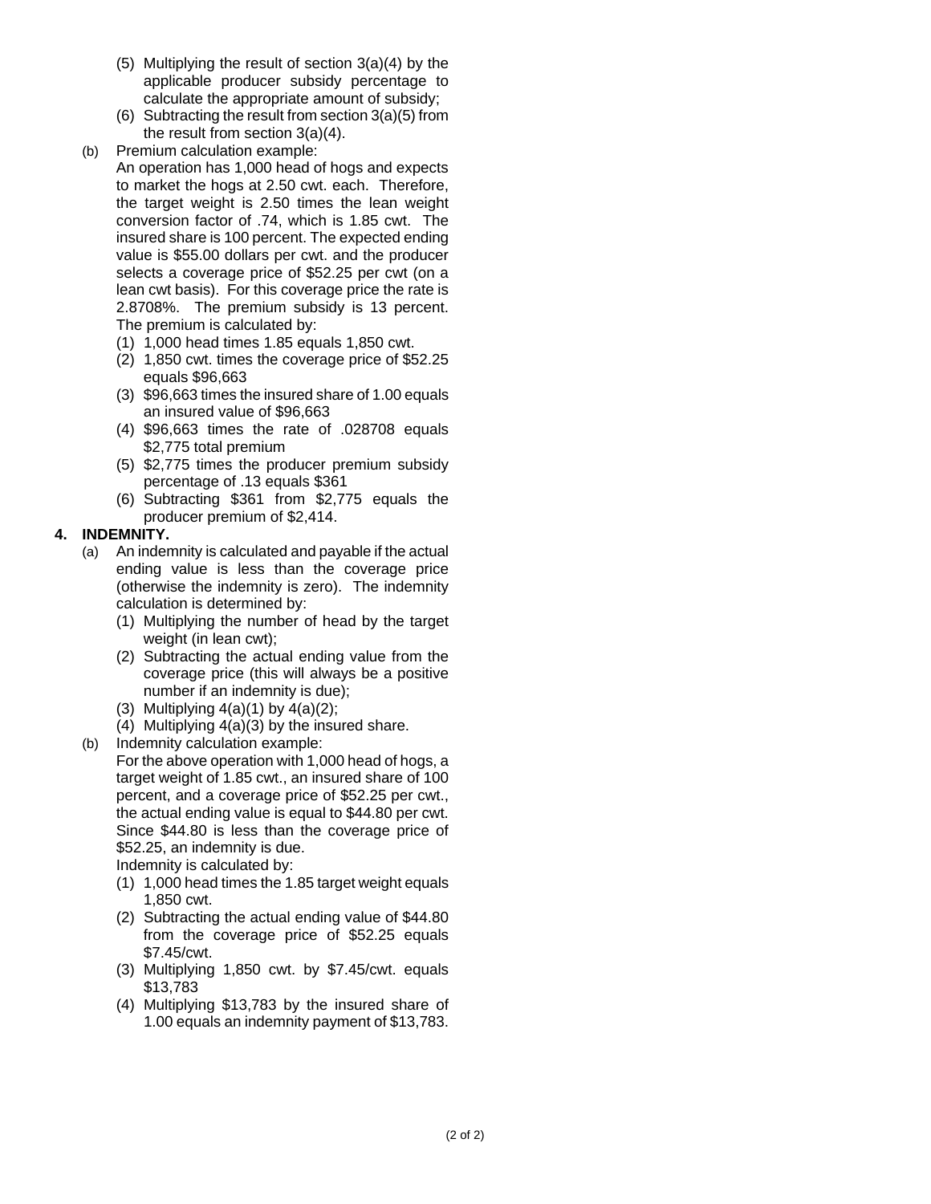(5) Multiplying the result of section 3(a)(4) by the applicable producer subsidy percentage to calculate the appropriate amount of subsidy;

(6) Subtracting the result from section 3(a)(5) from the result from section 3(a)(4).

(b) Premium calculation example:

An operation has 1,000 head of hogs and expects to market the hogs at 2.50 cwt. each. Therefore, the target weight is 2.50 times the lean weight conversion factor of .74, which is 1.85 cwt. The insured share is 100 percent. The expected ending value is $55.00 dollars per cwt. and the producer selects a coverage price of $52.25 per cwt (on a lean cwt basis). For this coverage price the rate is 2.8708%. The premium subsidy is 13 percent. The premium is calculated by:

(1) 1,000 head times 1.85 equals 1,850 cwt.

(2) 1,850 cwt. times the coverage price of $52.25 equals $96,663

(3) $96,663 times the insured share of 1.00 equals an insured value of $96,663

(4) $96,663 times the rate of .028708 equals $2,775 total premium

(5) $2,775 times the producer premium subsidy percentage of .13 equals $361

(6) Subtracting $361 from $2,775 equals the producer premium of $2,414.

## 4. INDEMNITY.

(a) An indemnity is calculated and payable if the actual ending value is less than the coverage price (otherwise the indemnity is zero). The indemnity calculation is determined by:

(1) Multiplying the number of head by the target weight (in lean cwt);

(2) Subtracting the actual ending value from the coverage price (this will always be a positive number if an indemnity is due);

(3) Multiplying 4(a)(1) by 4(a)(2);

(4) Multiplying 4(a)(3) by the insured share.

(b) Indemnity calculation example:

For the above operation with 1,000 head of hogs, a target weight of 1.85 cwt., an insured share of 100 percent, and a coverage price of $52.25 per cwt., the actual ending value is equal to $44.80 per cwt. Since $44.80 is less than the coverage price of $52.25, an indemnity is due.

Indemnity is calculated by:

(1) 1,000 head times the 1.85 target weight equals 1,850 cwt.

(2) Subtracting the actual ending value of $44.80 from the coverage price of $52.25 equals $7.45/cwt.

(3) Multiplying 1,850 cwt. by $7.45/cwt. equals $13,783

(4) Multiplying $13,783 by the insured share of 1.00 equals an indemnity payment of $13,783.